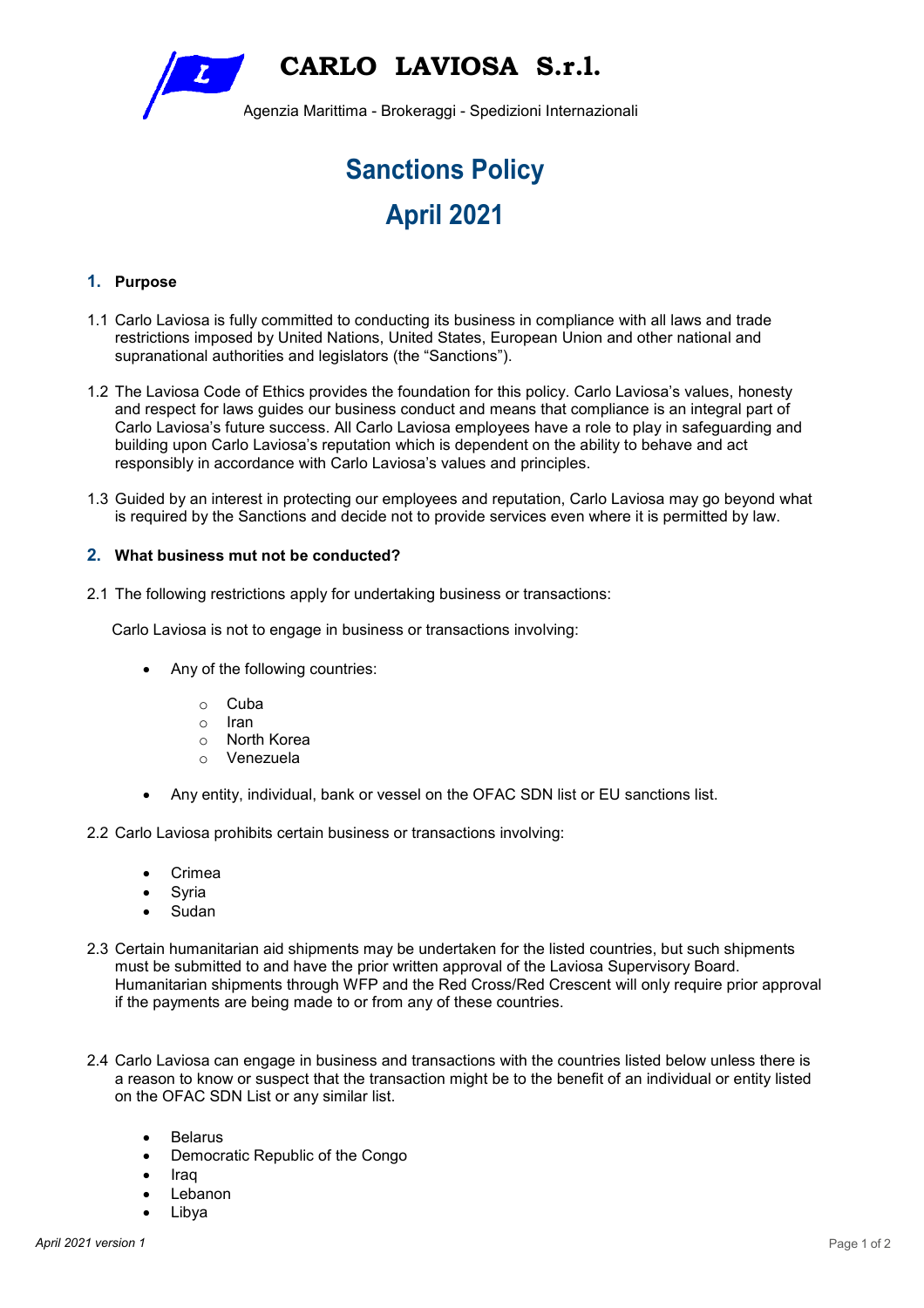# CARLO LAVIOSA S.r.l.

Agenzia Marittima - Brokeraggi - Spedizioni Internazionali

# Sanctions Policy

# April 2021

## 1. Purpose

1.1 Carlo Laviosa is fully committed to conducting its business in compliance with all laws and trade restrictions imposed by United Nations, United States, European Union and other national and supranational authorities and legislators (the "Sanctions").

1.2 The Laviosa Code of Ethics provides the foundation for this policy. Carlo Laviosa's values, honesty and respect for laws guides our business conduct and means that compliance is an integral part of Carlo Laviosa's future success. All Carlo Laviosa employees have a role to play in safeguarding and building upon Carlo Laviosa's reputation which is dependent on the ability to behave and act responsibly in accordance with Carlo Laviosa's values and principles.

1.3 Guided by an interest in protecting our employees and reputation, Carlo Laviosa may go beyond what is required by the Sanctions and decide not to provide services even where it is permitted by law.

## 2. What business mut not be conducted?

2.1 The following restrictions apply for undertaking business or transactions:

Carlo Laviosa is not to engage in business or transactions involving:

- Any of the following countries:
  - Cuba
  - Iran
  - North Korea
  - Venezuela
- Any entity, individual, bank or vessel on the OFAC SDN list or EU sanctions list.

2.2 Carlo Laviosa prohibits certain business or transactions involving:

- Crimea
- Syria
- Sudan

2.3 Certain humanitarian aid shipments may be undertaken for the listed countries, but such shipments must be submitted to and have the prior written approval of the Laviosa Supervisory Board. Humanitarian shipments through WFP and the Red Cross/Red Crescent will only require prior approval if the payments are being made to or from any of these countries.

2.4 Carlo Laviosa can engage in business and transactions with the countries listed below unless there is a reason to know or suspect that the transaction might be to the benefit of an individual or entity listed on the OFAC SDN List or any similar list.

- Belarus
- Democratic Republic of the Congo
- Iraq
- Lebanon
- Libya

*April 2021 version 1*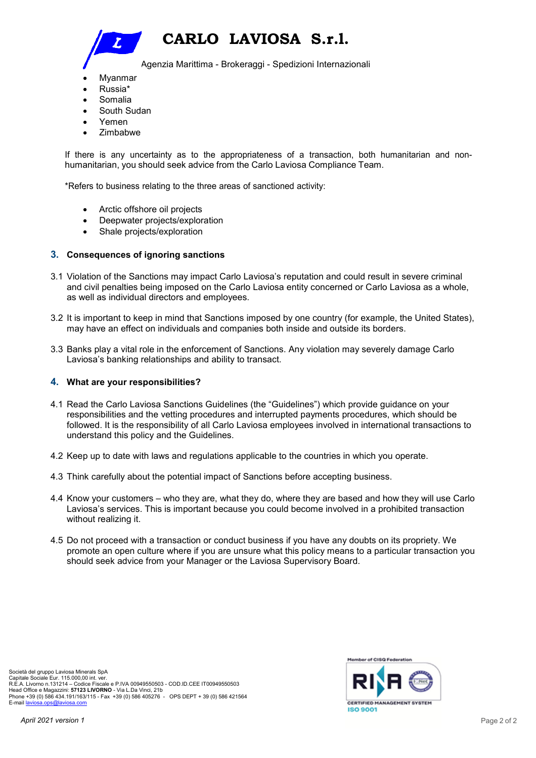- Myanmar
- Russia*
- Somalia
- South Sudan
- Yemen
- Zimbabwe

If there is any uncertainty as to the appropriateness of a transaction, both humanitarian and non-humanitarian, you should seek advice from the Carlo Laviosa Compliance Team.

*Refers to business relating to the three areas of sanctioned activity:

- Arctic offshore oil projects
- Deepwater projects/exploration
- Shale projects/exploration

## 3. Consequences of ignoring sanctions

3.1 Violation of the Sanctions may impact Carlo Laviosa's reputation and could result in severe criminal and civil penalties being imposed on the Carlo Laviosa entity concerned or Carlo Laviosa as a whole, as well as individual directors and employees.

3.2 It is important to keep in mind that Sanctions imposed by one country (for example, the United States), may have an effect on individuals and companies both inside and outside its borders.

3.3 Banks play a vital role in the enforcement of Sanctions. Any violation may severely damage Carlo Laviosa's banking relationships and ability to transact.

## 4. What are your responsibilities?

4.1 Read the Carlo Laviosa Sanctions Guidelines (the "Guidelines") which provide guidance on your responsibilities and the vetting procedures and interrupted payments procedures, which should be followed. It is the responsibility of all Carlo Laviosa employees involved in international transactions to understand this policy and the Guidelines.

4.2 Keep up to date with laws and regulations applicable to the countries in which you operate.

4.3 Think carefully about the potential impact of Sanctions before accepting business.

4.4 Know your customers – who they are, what they do, where they are based and how they will use Carlo Laviosa's services. This is important because you could become involved in a prohibited transaction without realizing it.

4.5 Do not proceed with a transaction or conduct business if you have any doubts on its propriety. We promote an open culture where if you are unsure what this policy means to a particular transaction you should seek advice from your Manager or the Laviosa Supervisory Board.